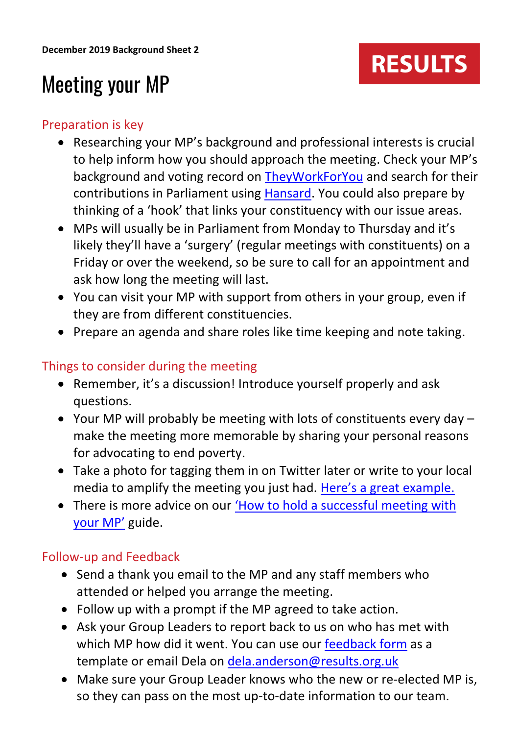**December 2019 Background Sheet 2**

RESULTS

# Meeting your MP

## Preparation is key

- Researching your MP's background and professional interests is crucial to help inform how you should approach the meeting. Check your MP's background and voting record on TheyWorkForYou and search for their contributions in Parliament using Hansard. You could also prepare by thinking of a 'hook' that links your constituency with our issue areas.
- MPs will usually be in Parliament from Monday to Thursday and it's likely they'll have a 'surgery' (regular meetings with constituents) on a Friday or over the weekend, so be sure to call for an appointment and ask how long the meeting will last.
- You can visit your MP with support from others in your group, even if they are from different constituencies.
- Prepare an agenda and share roles like time keeping and note taking.

## Things to consider during the meeting

- Remember, it's a discussion! Introduce yourself properly and ask questions.
- Your MP will probably be meeting with lots of constituents every day – make the meeting more memorable by sharing your personal reasons for advocating to end poverty.
- Take a photo for tagging them in on Twitter later or write to your local media to amplify the meeting you just had. Here's a great example.
- There is more advice on our 'How to hold a successful meeting with your MP' guide.

## Follow-up and Feedback

- Send a thank you email to the MP and any staff members who attended or helped you arrange the meeting.
- Follow up with a prompt if the MP agreed to take action.
- Ask your Group Leaders to report back to us on who has met with which MP how did it went. You can use our feedback form as a template or email Dela on dela.anderson@results.org.uk
- Make sure your Group Leader knows who the new or re-elected MP is, so they can pass on the most up-to-date information to our team.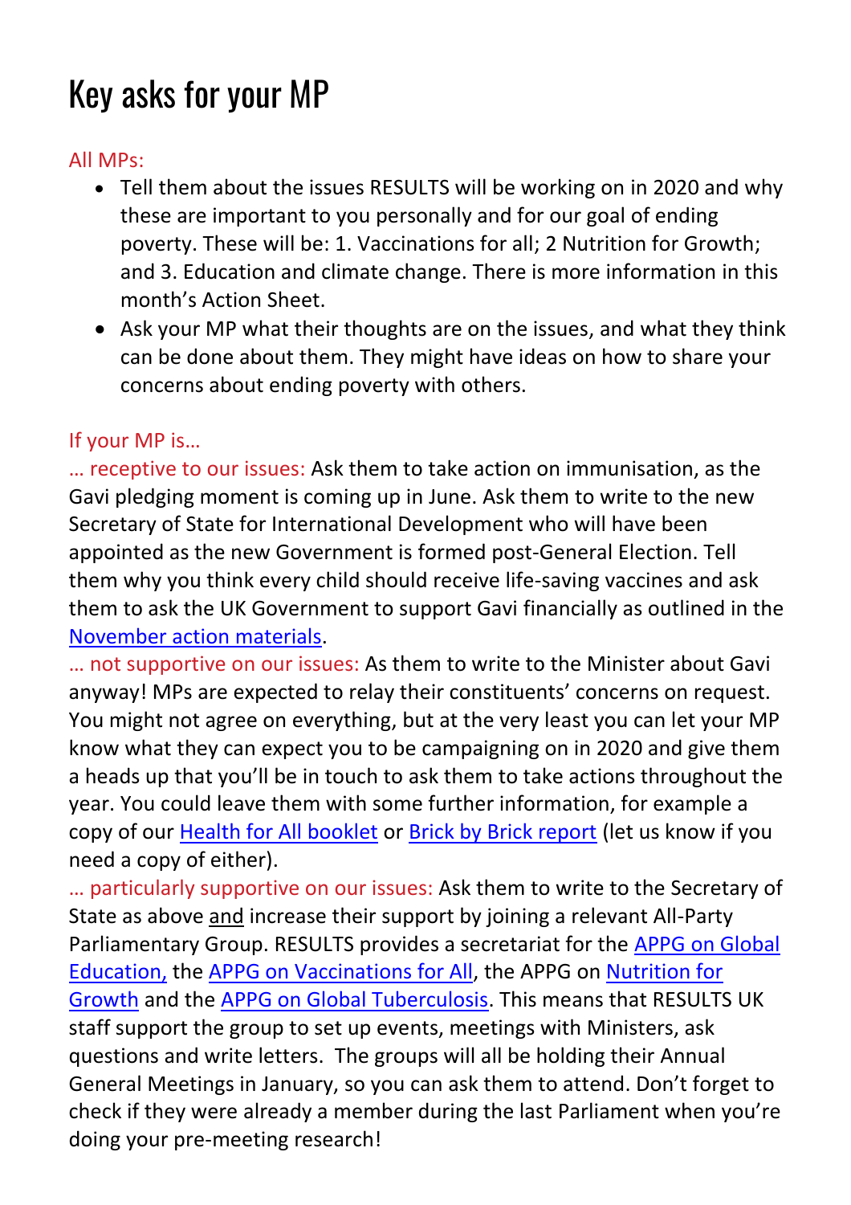# Key asks for your MP

All MPs:

- Tell them about the issues RESULTS will be working on in 2020 and why these are important to you personally and for our goal of ending poverty. These will be: 1. Vaccinations for all; 2 Nutrition for Growth; and 3. Education and climate change. There is more information in this month's Action Sheet.
- Ask your MP what their thoughts are on the issues, and what they think can be done about them. They might have ideas on how to share your concerns about ending poverty with others.

If your MP is…

… receptive to our issues: Ask them to take action on immunisation, as the Gavi pledging moment is coming up in June. Ask them to write to the new Secretary of State for International Development who will have been appointed as the new Government is formed post-General Election. Tell them why you think every child should receive life-saving vaccines and ask them to ask the UK Government to support Gavi financially as outlined in the November action materials.

… not supportive on our issues: As them to write to the Minister about Gavi anyway! MPs are expected to relay their constituents' concerns on request. You might not agree on everything, but at the very least you can let your MP know what they can expect you to be campaigning on in 2020 and give them a heads up that you'll be in touch to ask them to take actions throughout the year. You could leave them with some further information, for example a copy of our Health for All booklet or Brick by Brick report (let us know if you need a copy of either).

… particularly supportive on our issues: Ask them to write to the Secretary of State as above and increase their support by joining a relevant All-Party Parliamentary Group. RESULTS provides a secretariat for the APPG on Global Education, the APPG on Vaccinations for All, the APPG on Nutrition for Growth and the APPG on Global Tuberculosis. This means that RESULTS UK staff support the group to set up events, meetings with Ministers, ask questions and write letters. The groups will all be holding their Annual General Meetings in January, so you can ask them to attend. Don't forget to check if they were already a member during the last Parliament when you're doing your pre-meeting research!